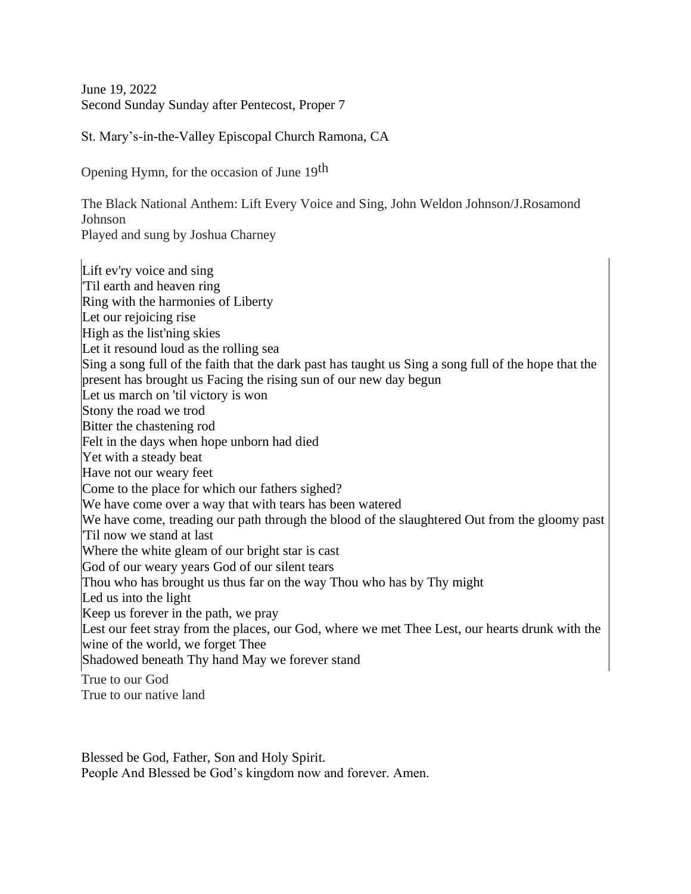June 19, 2022
Second Sunday Sunday after Pentecost, Proper 7

St. Mary's-in-the-Valley Episcopal Church Ramona, CA

Opening Hymn, for the occasion of June 19th

The Black National Anthem: Lift Every Voice and Sing, John Weldon Johnson/J.Rosamond Johnson
Played and sung by Joshua Charney

Lift ev'ry voice and sing
'Til earth and heaven ring
Ring with the harmonies of Liberty
Let our rejoicing rise
High as the list'ning skies
Let it resound loud as the rolling sea
Sing a song full of the faith that the dark past has taught us Sing a song full of the hope that the present has brought us Facing the rising sun of our new day begun
Let us march on 'til victory is won
Stony the road we trod
Bitter the chastening rod
Felt in the days when hope unborn had died
Yet with a steady beat
Have not our weary feet
Come to the place for which our fathers sighed?
We have come over a way that with tears has been watered
We have come, treading our path through the blood of the slaughtered Out from the gloomy past
'Til now we stand at last
Where the white gleam of our bright star is cast
God of our weary years God of our silent tears
Thou who has brought us thus far on the way Thou who has by Thy might
Led us into the light
Keep us forever in the path, we pray
Lest our feet stray from the places, our God, where we met Thee Lest, our hearts drunk with the wine of the world, we forget Thee
Shadowed beneath Thy hand May we forever stand
True to our God
True to our native land

Blessed be God, Father, Son and Holy Spirit.
People And Blessed be God's kingdom now and forever. Amen.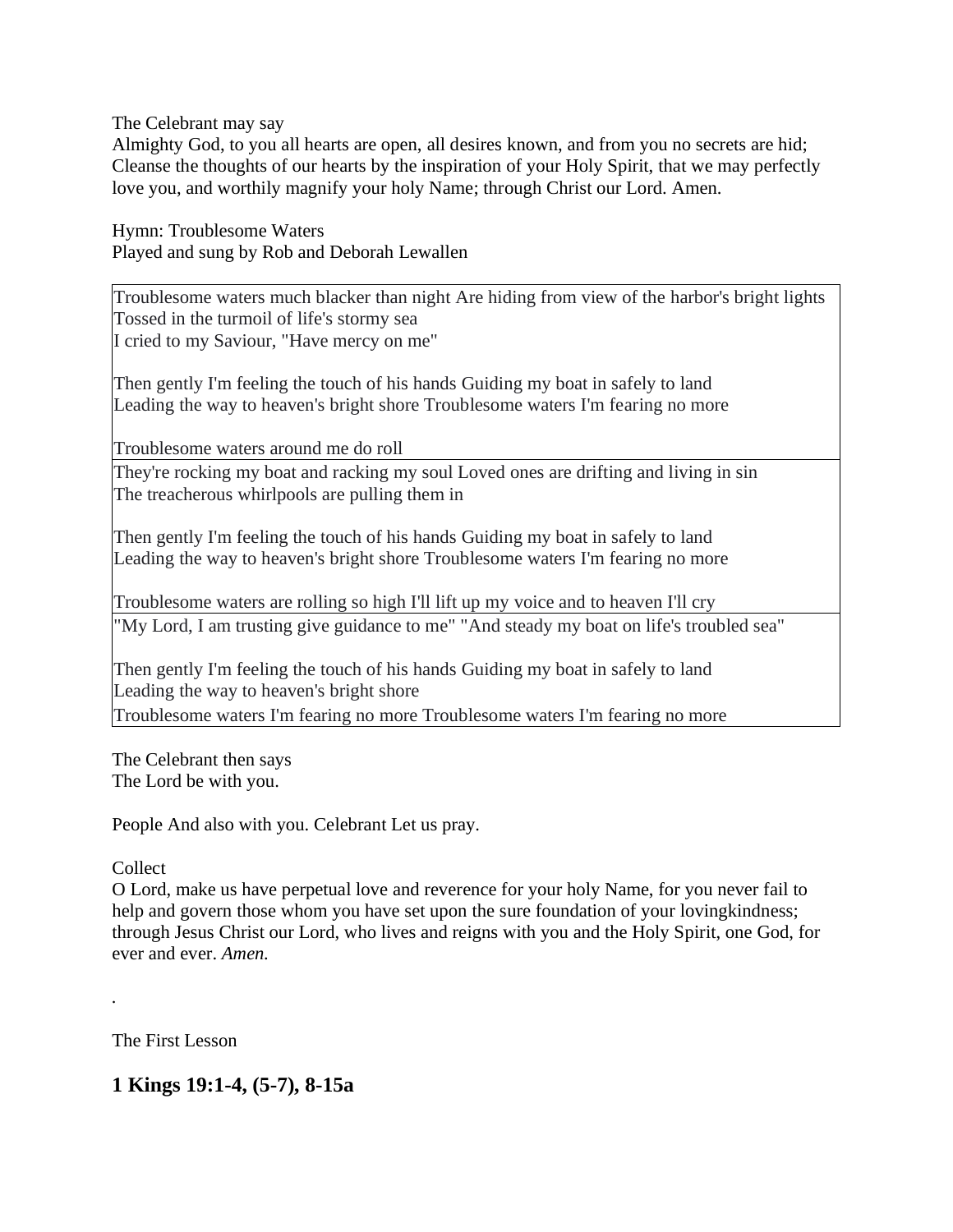The Celebrant may say

Almighty God, to you all hearts are open, all desires known, and from you no secrets are hid; Cleanse the thoughts of our hearts by the inspiration of your Holy Spirit, that we may perfectly love you, and worthily magnify your holy Name; through Christ our Lord. Amen.

Hymn: Troublesome Waters

Played and sung by Rob and Deborah Lewallen

| Troublesome waters much blacker than night Are hiding from view of the harbor's bright lights<br>Tossed in the turmoil of life's stormy sea<br>I cried to my Saviour, "Have mercy on me"<br><br>Then gently I'm feeling the touch of his hands Guiding my boat in safely to land<br>Leading the way to heaven's bright shore Troublesome waters I'm fearing no more<br><br>Troublesome waters around me do roll |
|---|
| They're rocking my boat and racking my soul Loved ones are drifting and living in sin<br>The treacherous whirlpools are pulling them in<br><br>Then gently I'm feeling the touch of his hands Guiding my boat in safely to land<br>Leading the way to heaven's bright shore Troublesome waters I'm fearing no more<br><br>Troublesome waters are rolling so high I'll lift up my voice and to heaven I'll cry |
| "My Lord, I am trusting give guidance to me" "And steady my boat on life's troubled sea"<br><br>Then gently I'm feeling the touch of his hands Guiding my boat in safely to land<br>Leading the way to heaven's bright shore<br>Troublesome waters I'm fearing no more Troublesome waters I'm fearing no more |

The Celebrant then says

The Lord be with you.

People And also with you. Celebrant Let us pray.

Collect

O Lord, make us have perpetual love and reverence for your holy Name, for you never fail to help and govern those whom you have set upon the sure foundation of your lovingkindness; through Jesus Christ our Lord, who lives and reigns with you and the Holy Spirit, one God, for ever and ever. *Amen.*

.

The First Lesson

## 1 Kings 19:1-4, (5-7), 8-15a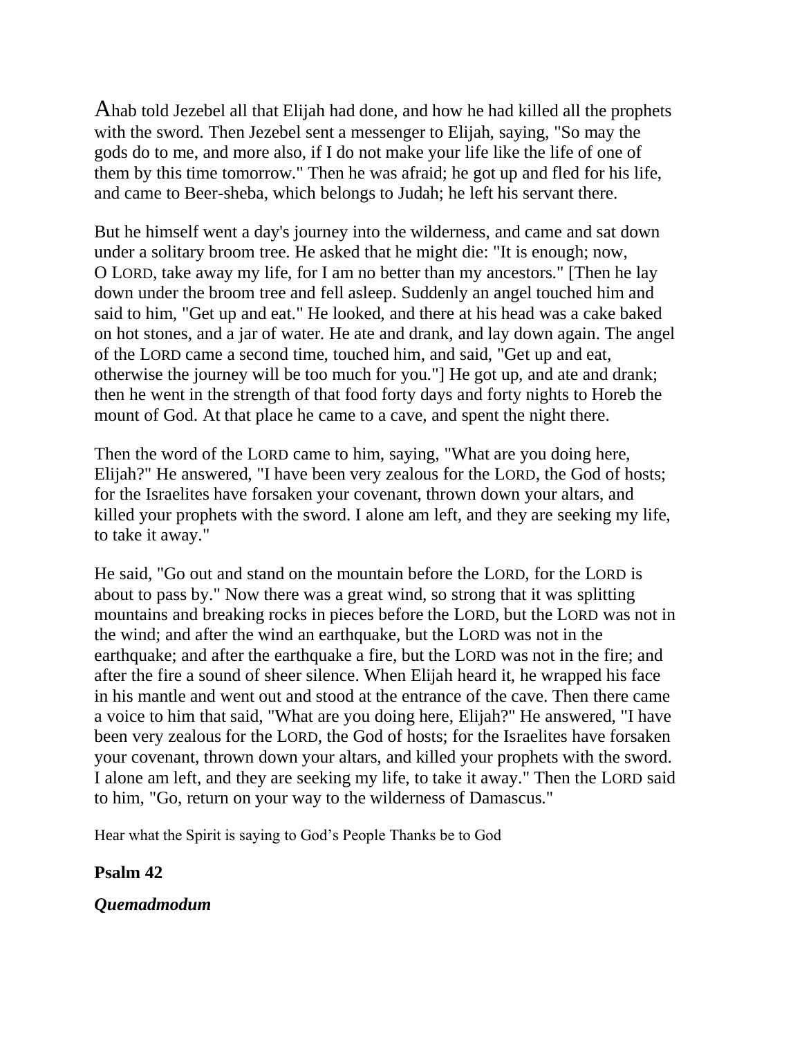Ahab told Jezebel all that Elijah had done, and how he had killed all the prophets with the sword. Then Jezebel sent a messenger to Elijah, saying, "So may the gods do to me, and more also, if I do not make your life like the life of one of them by this time tomorrow." Then he was afraid; he got up and fled for his life, and came to Beer-sheba, which belongs to Judah; he left his servant there.

But he himself went a day's journey into the wilderness, and came and sat down under a solitary broom tree. He asked that he might die: "It is enough; now, O LORD, take away my life, for I am no better than my ancestors." [Then he lay down under the broom tree and fell asleep. Suddenly an angel touched him and said to him, "Get up and eat." He looked, and there at his head was a cake baked on hot stones, and a jar of water. He ate and drank, and lay down again. The angel of the LORD came a second time, touched him, and said, "Get up and eat, otherwise the journey will be too much for you."] He got up, and ate and drank; then he went in the strength of that food forty days and forty nights to Horeb the mount of God. At that place he came to a cave, and spent the night there.

Then the word of the LORD came to him, saying, "What are you doing here, Elijah?" He answered, "I have been very zealous for the LORD, the God of hosts; for the Israelites have forsaken your covenant, thrown down your altars, and killed your prophets with the sword. I alone am left, and they are seeking my life, to take it away."

He said, "Go out and stand on the mountain before the LORD, for the LORD is about to pass by." Now there was a great wind, so strong that it was splitting mountains and breaking rocks in pieces before the LORD, but the LORD was not in the wind; and after the wind an earthquake, but the LORD was not in the earthquake; and after the earthquake a fire, but the LORD was not in the fire; and after the fire a sound of sheer silence. When Elijah heard it, he wrapped his face in his mantle and went out and stood at the entrance of the cave. Then there came a voice to him that said, "What are you doing here, Elijah?" He answered, "I have been very zealous for the LORD, the God of hosts; for the Israelites have forsaken your covenant, thrown down your altars, and killed your prophets with the sword. I alone am left, and they are seeking my life, to take it away." Then the LORD said to him, "Go, return on your way to the wilderness of Damascus."

Hear what the Spirit is saying to God's People Thanks be to God

**Psalm 42**

***Quemadmodum***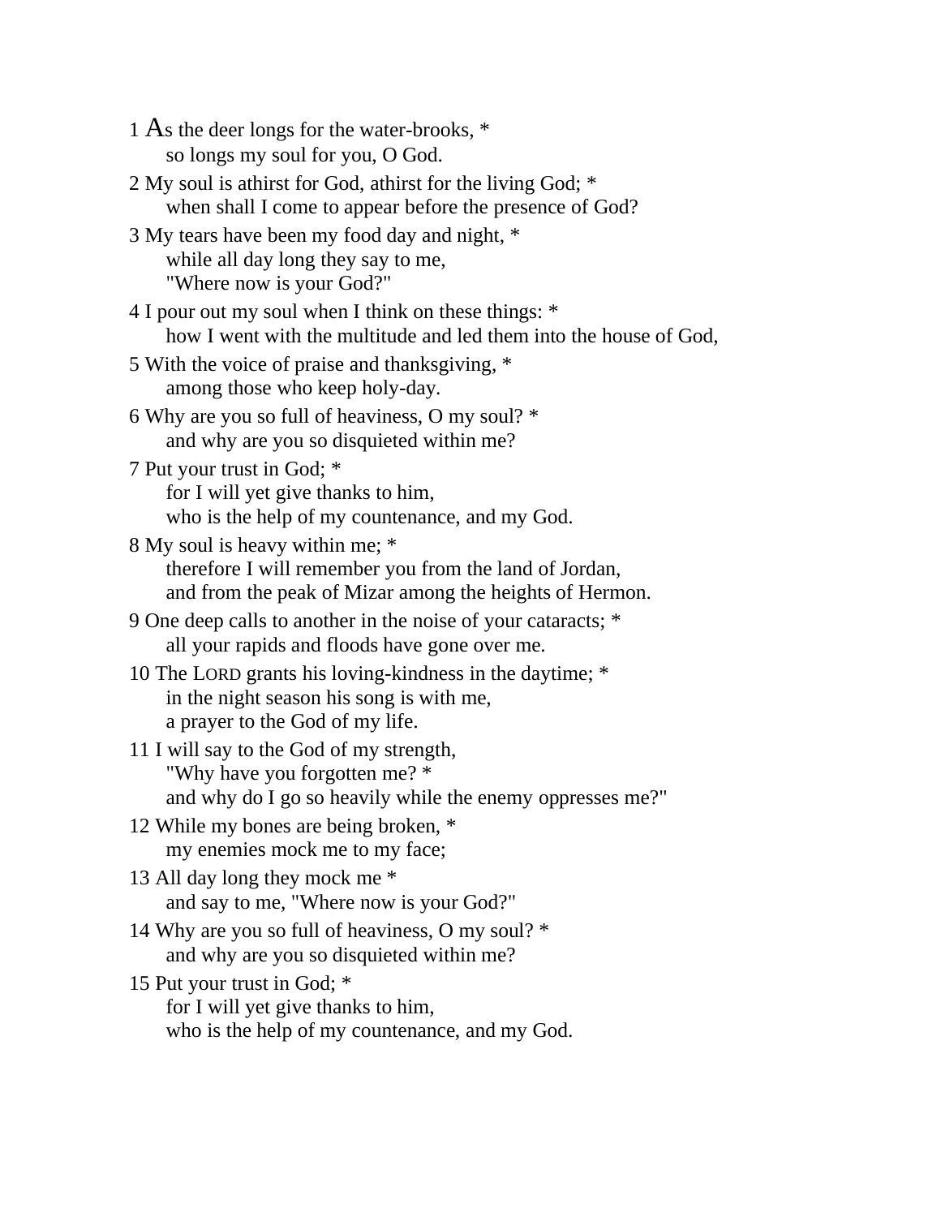1 As the deer longs for the water-brooks, *
so longs my soul for you, O God.

2 My soul is athirst for God, athirst for the living God; *
when shall I come to appear before the presence of God?

3 My tears have been my food day and night, *
while all day long they say to me,
"Where now is your God?"

4 I pour out my soul when I think on these things: *
how I went with the multitude and led them into the house of God,

5 With the voice of praise and thanksgiving, *
among those who keep holy-day.

6 Why are you so full of heaviness, O my soul? *
and why are you so disquieted within me?

7 Put your trust in God; *
for I will yet give thanks to him,
who is the help of my countenance, and my God.

8 My soul is heavy within me; *
therefore I will remember you from the land of Jordan,
and from the peak of Mizar among the heights of Hermon.

9 One deep calls to another in the noise of your cataracts; *
all your rapids and floods have gone over me.

10 The LORD grants his loving-kindness in the daytime; *
in the night season his song is with me,
a prayer to the God of my life.

11 I will say to the God of my strength,
"Why have you forgotten me? *
and why do I go so heavily while the enemy oppresses me?"

12 While my bones are being broken, *
my enemies mock me to my face;

13 All day long they mock me *
and say to me, "Where now is your God?"

14 Why are you so full of heaviness, O my soul? *
and why are you so disquieted within me?

15 Put your trust in God; *
for I will yet give thanks to him,
who is the help of my countenance, and my God.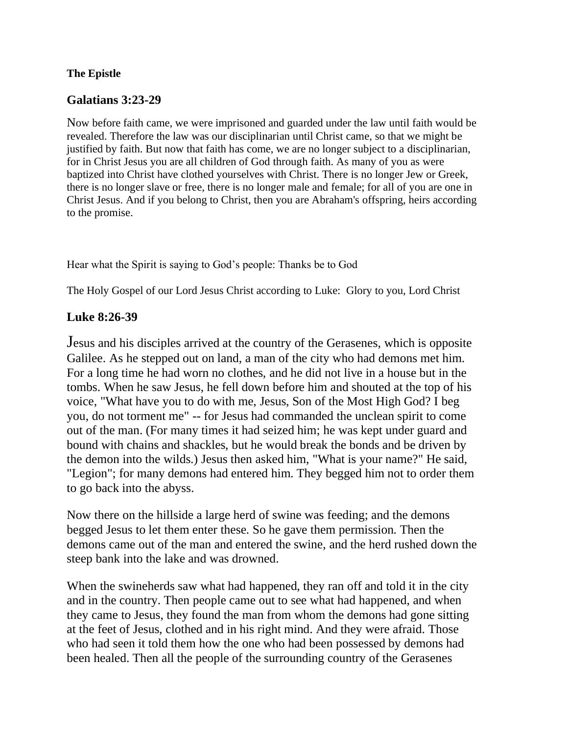**The Epistle**

## Galatians 3:23-29

Now before faith came, we were imprisoned and guarded under the law until faith would be revealed. Therefore the law was our disciplinarian until Christ came, so that we might be justified by faith. But now that faith has come, we are no longer subject to a disciplinarian, for in Christ Jesus you are all children of God through faith. As many of you as were baptized into Christ have clothed yourselves with Christ. There is no longer Jew or Greek, there is no longer slave or free, there is no longer male and female; for all of you are one in Christ Jesus. And if you belong to Christ, then you are Abraham's offspring, heirs according to the promise.

Hear what the Spirit is saying to God's people: Thanks be to God

The Holy Gospel of our Lord Jesus Christ according to Luke: Glory to you, Lord Christ

## Luke 8:26-39

Jesus and his disciples arrived at the country of the Gerasenes, which is opposite Galilee. As he stepped out on land, a man of the city who had demons met him. For a long time he had worn no clothes, and he did not live in a house but in the tombs. When he saw Jesus, he fell down before him and shouted at the top of his voice, "What have you to do with me, Jesus, Son of the Most High God? I beg you, do not torment me" -- for Jesus had commanded the unclean spirit to come out of the man. (For many times it had seized him; he was kept under guard and bound with chains and shackles, but he would break the bonds and be driven by the demon into the wilds.) Jesus then asked him, "What is your name?" He said, "Legion"; for many demons had entered him. They begged him not to order them to go back into the abyss.

Now there on the hillside a large herd of swine was feeding; and the demons begged Jesus to let them enter these. So he gave them permission. Then the demons came out of the man and entered the swine, and the herd rushed down the steep bank into the lake and was drowned.

When the swineherds saw what had happened, they ran off and told it in the city and in the country. Then people came out to see what had happened, and when they came to Jesus, they found the man from whom the demons had gone sitting at the feet of Jesus, clothed and in his right mind. And they were afraid. Those who had seen it told them how the one who had been possessed by demons had been healed. Then all the people of the surrounding country of the Gerasenes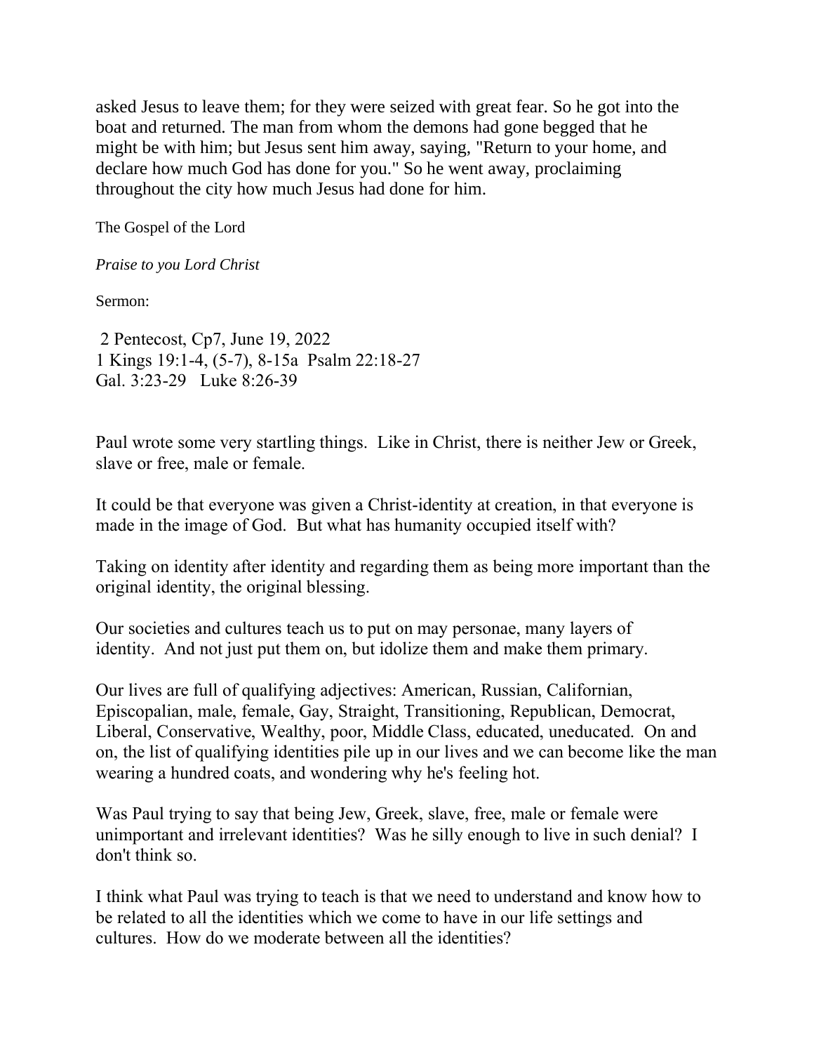asked Jesus to leave them; for they were seized with great fear. So he got into the boat and returned. The man from whom the demons had gone begged that he might be with him; but Jesus sent him away, saying, "Return to your home, and declare how much God has done for you." So he went away, proclaiming throughout the city how much Jesus had done for him.

The Gospel of the Lord

*Praise to you Lord Christ*

Sermon:

2 Pentecost, Cp7, June 19, 2022
1 Kings 19:1-4, (5-7), 8-15a Psalm 22:18-27
Gal. 3:23-29 Luke 8:26-39

Paul wrote some very startling things. Like in Christ, there is neither Jew or Greek, slave or free, male or female.

It could be that everyone was given a Christ-identity at creation, in that everyone is made in the image of God. But what has humanity occupied itself with?

Taking on identity after identity and regarding them as being more important than the original identity, the original blessing.

Our societies and cultures teach us to put on may personae, many layers of identity. And not just put them on, but idolize them and make them primary.

Our lives are full of qualifying adjectives: American, Russian, Californian, Episcopalian, male, female, Gay, Straight, Transitioning, Republican, Democrat, Liberal, Conservative, Wealthy, poor, Middle Class, educated, uneducated. On and on, the list of qualifying identities pile up in our lives and we can become like the man wearing a hundred coats, and wondering why he's feeling hot.

Was Paul trying to say that being Jew, Greek, slave, free, male or female were unimportant and irrelevant identities? Was he silly enough to live in such denial? I don't think so.

I think what Paul was trying to teach is that we need to understand and know how to be related to all the identities which we come to have in our life settings and cultures. How do we moderate between all the identities?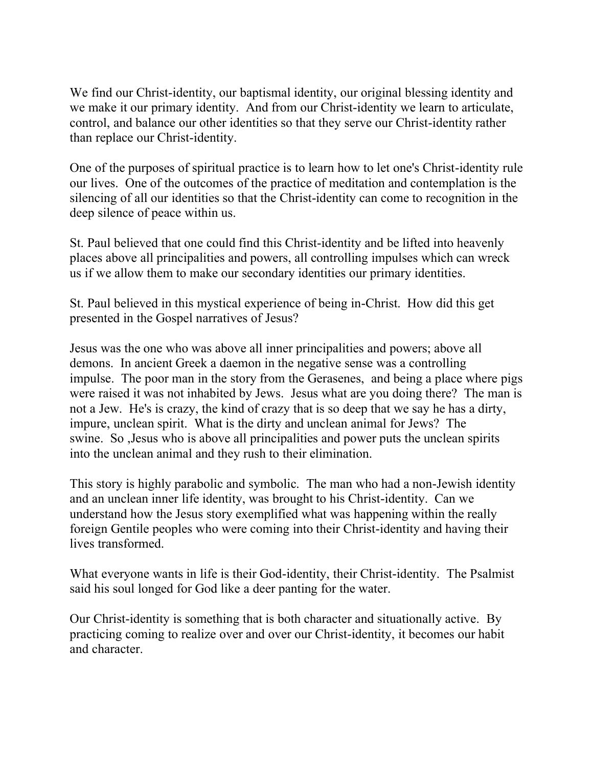We find our Christ-identity, our baptismal identity, our original blessing identity and we make it our primary identity. And from our Christ-identity we learn to articulate, control, and balance our other identities so that they serve our Christ-identity rather than replace our Christ-identity.

One of the purposes of spiritual practice is to learn how to let one's Christ-identity rule our lives. One of the outcomes of the practice of meditation and contemplation is the silencing of all our identities so that the Christ-identity can come to recognition in the deep silence of peace within us.

St. Paul believed that one could find this Christ-identity and be lifted into heavenly places above all principalities and powers, all controlling impulses which can wreck us if we allow them to make our secondary identities our primary identities.

St. Paul believed in this mystical experience of being in-Christ. How did this get presented in the Gospel narratives of Jesus?

Jesus was the one who was above all inner principalities and powers; above all demons. In ancient Greek a daemon in the negative sense was a controlling impulse. The poor man in the story from the Gerasenes, and being a place where pigs were raised it was not inhabited by Jews. Jesus what are you doing there? The man is not a Jew. He's is crazy, the kind of crazy that is so deep that we say he has a dirty, impure, unclean spirit. What is the dirty and unclean animal for Jews? The swine. So ,Jesus who is above all principalities and power puts the unclean spirits into the unclean animal and they rush to their elimination.

This story is highly parabolic and symbolic. The man who had a non-Jewish identity and an unclean inner life identity, was brought to his Christ-identity. Can we understand how the Jesus story exemplified what was happening within the really foreign Gentile peoples who were coming into their Christ-identity and having their lives transformed.

What everyone wants in life is their God-identity, their Christ-identity. The Psalmist said his soul longed for God like a deer panting for the water.

Our Christ-identity is something that is both character and situationally active. By practicing coming to realize over and over our Christ-identity, it becomes our habit and character.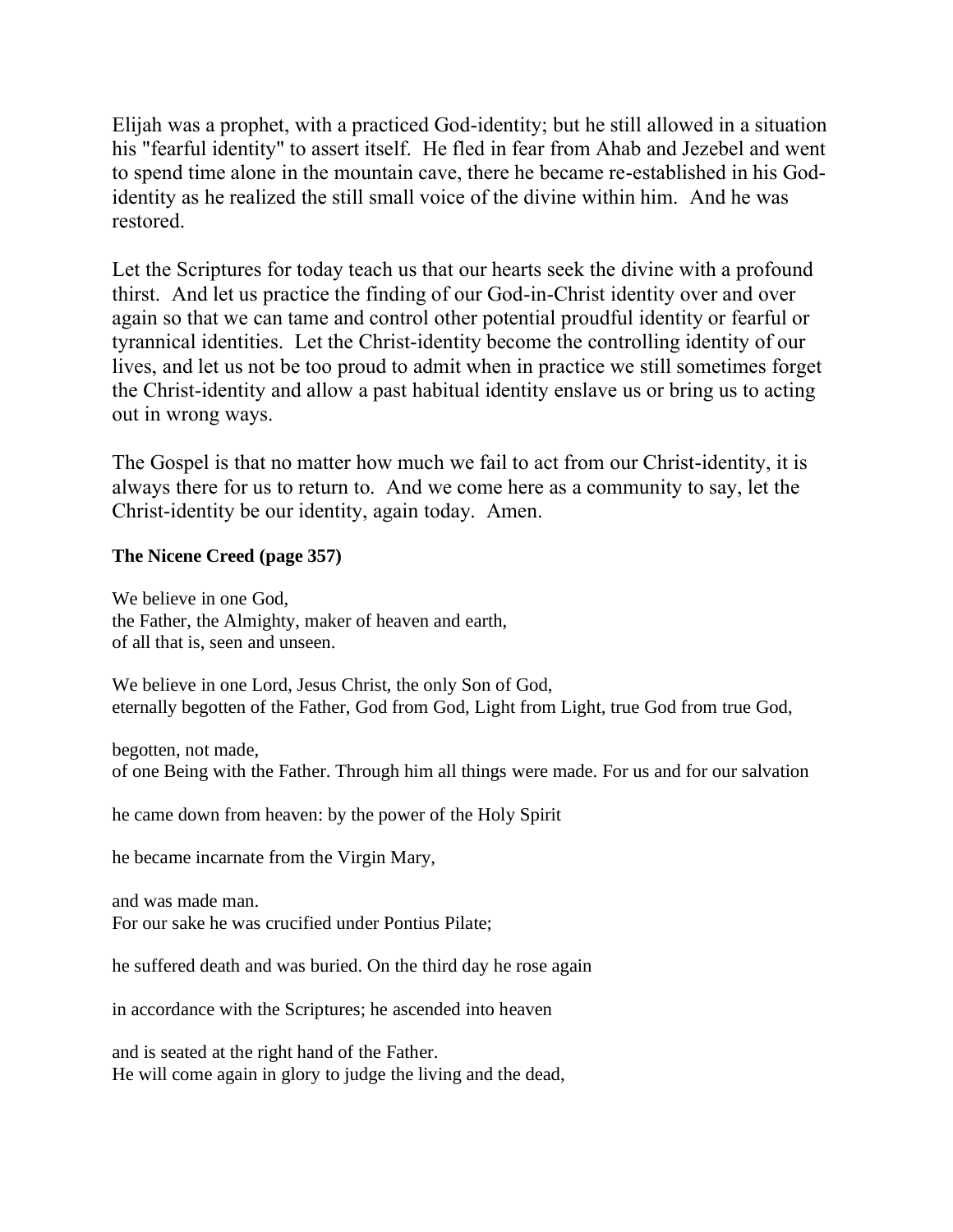Elijah was a prophet, with a practiced God-identity; but he still allowed in a situation his "fearful identity" to assert itself. He fled in fear from Ahab and Jezebel and went to spend time alone in the mountain cave, there he became re-established in his God-identity as he realized the still small voice of the divine within him. And he was restored.

Let the Scriptures for today teach us that our hearts seek the divine with a profound thirst. And let us practice the finding of our God-in-Christ identity over and over again so that we can tame and control other potential proudful identity or fearful or tyrannical identities. Let the Christ-identity become the controlling identity of our lives, and let us not be too proud to admit when in practice we still sometimes forget the Christ-identity and allow a past habitual identity enslave us or bring us to acting out in wrong ways.

The Gospel is that no matter how much we fail to act from our Christ-identity, it is always there for us to return to. And we come here as a community to say, let the Christ-identity be our identity, again today. Amen.

**The Nicene Creed (page 357)**

We believe in one God,
the Father, the Almighty, maker of heaven and earth,
of all that is, seen and unseen.

We believe in one Lord, Jesus Christ, the only Son of God,
eternally begotten of the Father, God from God, Light from Light, true God from true God,

begotten, not made,
of one Being with the Father. Through him all things were made. For us and for our salvation

he came down from heaven: by the power of the Holy Spirit

he became incarnate from the Virgin Mary,

and was made man.
For our sake he was crucified under Pontius Pilate;

he suffered death and was buried. On the third day he rose again

in accordance with the Scriptures; he ascended into heaven

and is seated at the right hand of the Father.
He will come again in glory to judge the living and the dead,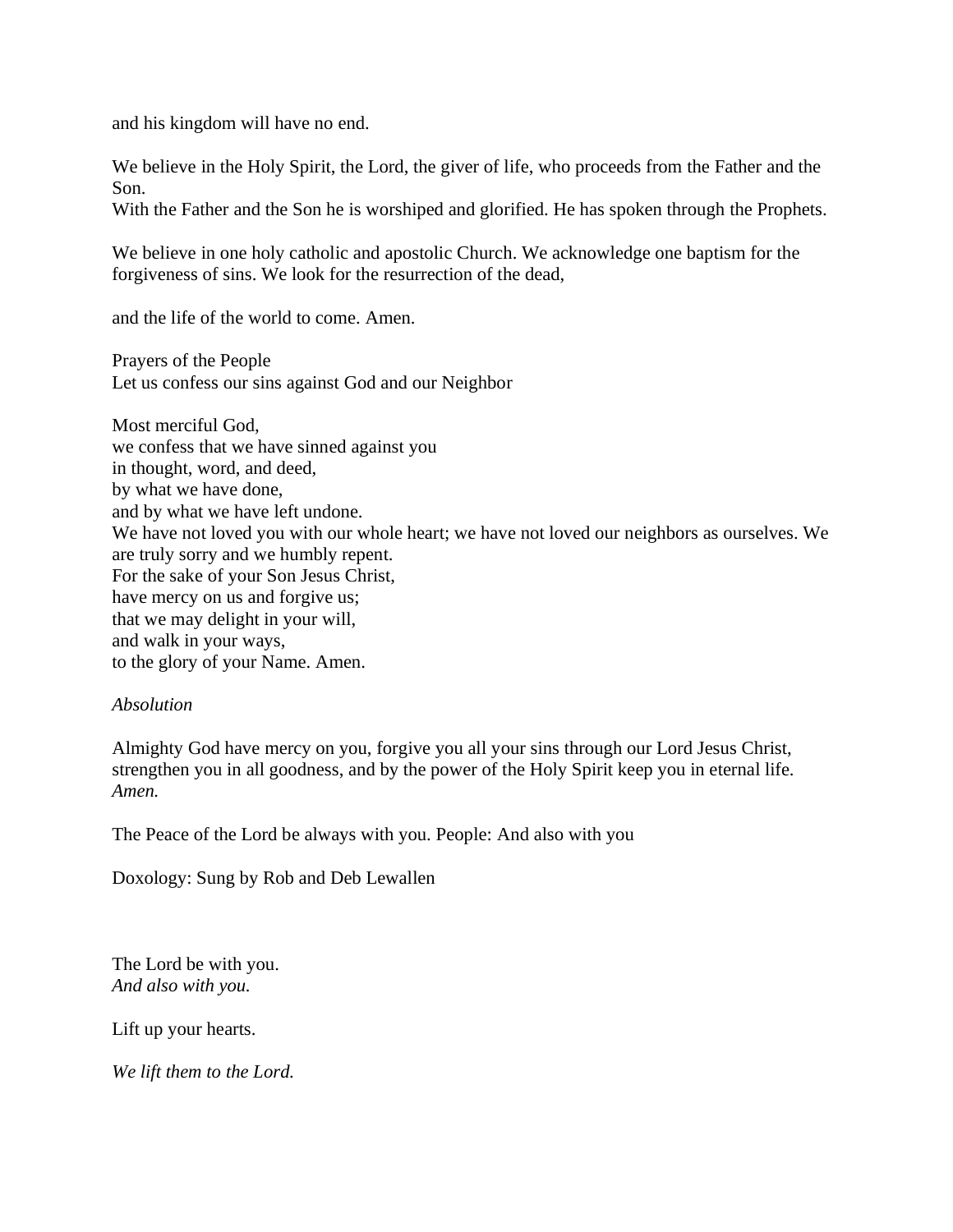and his kingdom will have no end.

We believe in the Holy Spirit, the Lord, the giver of life, who proceeds from the Father and the Son.
With the Father and the Son he is worshiped and glorified. He has spoken through the Prophets.

We believe in one holy catholic and apostolic Church. We acknowledge one baptism for the forgiveness of sins. We look for the resurrection of the dead,

and the life of the world to come. Amen.

Prayers of the People
Let us confess our sins against God and our Neighbor

Most merciful God,
we confess that we have sinned against you
in thought, word, and deed,
by what we have done,
and by what we have left undone.
We have not loved you with our whole heart; we have not loved our neighbors as ourselves. We are truly sorry and we humbly repent.
For the sake of your Son Jesus Christ,
have mercy on us and forgive us;
that we may delight in your will,
and walk in your ways,
to the glory of your Name. Amen.

*Absolution*

Almighty God have mercy on you, forgive you all your sins through our Lord Jesus Christ, strengthen you in all goodness, and by the power of the Holy Spirit keep you in eternal life. *Amen.*

The Peace of the Lord be always with you. People: And also with you

Doxology: Sung by Rob and Deb Lewallen

The Lord be with you.
*And also with you.*

Lift up your hearts.

*We lift them to the Lord.*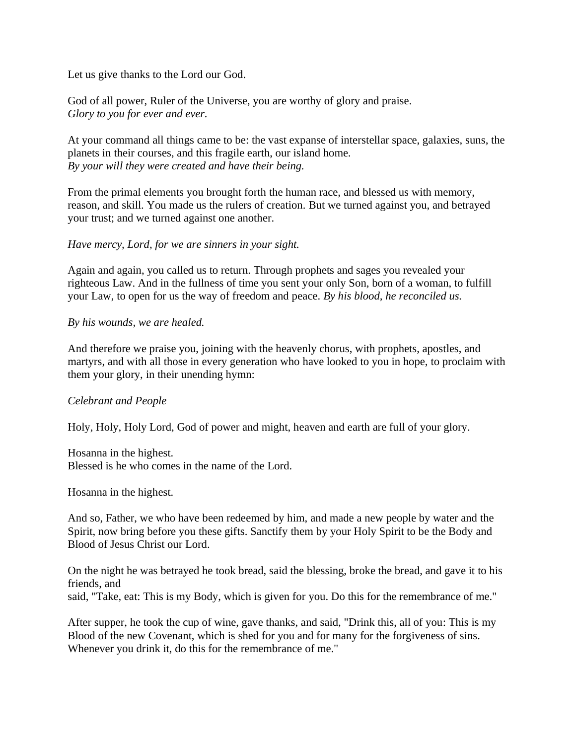Let us give thanks to the Lord our God.

God of all power, Ruler of the Universe, you are worthy of glory and praise.
*Glory to you for ever and ever.*

At your command all things came to be: the vast expanse of interstellar space, galaxies, suns, the planets in their courses, and this fragile earth, our island home.
*By your will they were created and have their being.*

From the primal elements you brought forth the human race, and blessed us with memory, reason, and skill. You made us the rulers of creation. But we turned against you, and betrayed your trust; and we turned against one another.

*Have mercy, Lord, for we are sinners in your sight.*

Again and again, you called us to return. Through prophets and sages you revealed your righteous Law. And in the fullness of time you sent your only Son, born of a woman, to fulfill your Law, to open for us the way of freedom and peace. *By his blood, he reconciled us.*

*By his wounds, we are healed.*

And therefore we praise you, joining with the heavenly chorus, with prophets, apostles, and martyrs, and with all those in every generation who have looked to you in hope, to proclaim with them your glory, in their unending hymn:

*Celebrant and People*

Holy, Holy, Holy Lord, God of power and might, heaven and earth are full of your glory.

Hosanna in the highest.
Blessed is he who comes in the name of the Lord.

Hosanna in the highest.

And so, Father, we who have been redeemed by him, and made a new people by water and the Spirit, now bring before you these gifts. Sanctify them by your Holy Spirit to be the Body and Blood of Jesus Christ our Lord.

On the night he was betrayed he took bread, said the blessing, broke the bread, and gave it to his friends, and
said, "Take, eat: This is my Body, which is given for you. Do this for the remembrance of me."

After supper, he took the cup of wine, gave thanks, and said, "Drink this, all of you: This is my Blood of the new Covenant, which is shed for you and for many for the forgiveness of sins. Whenever you drink it, do this for the remembrance of me."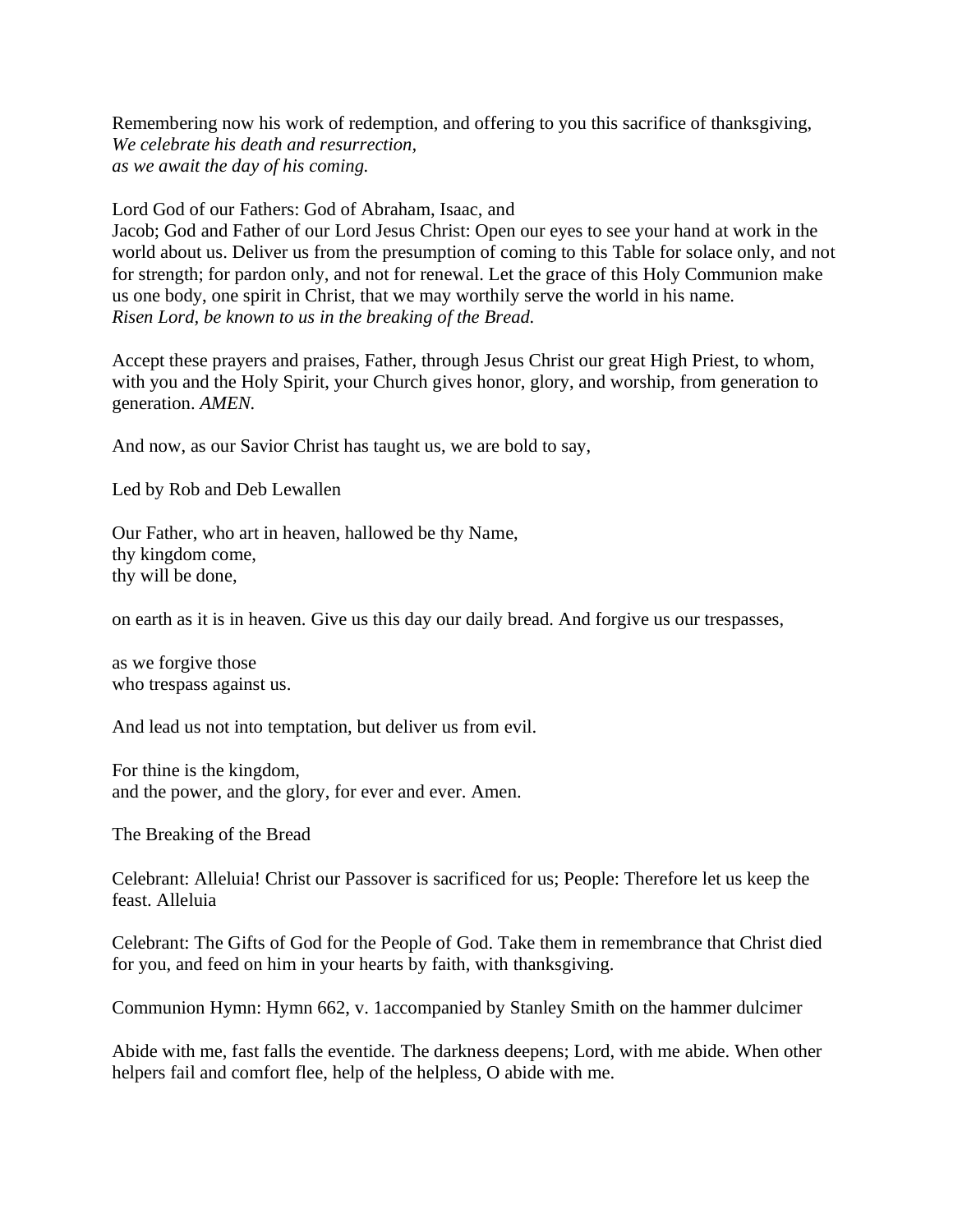Remembering now his work of redemption, and offering to you this sacrifice of thanksgiving,
*We celebrate his death and resurrection,*
*as we await the day of his coming.*

Lord God of our Fathers: God of Abraham, Isaac, and
Jacob; God and Father of our Lord Jesus Christ: Open our eyes to see your hand at work in the world about us. Deliver us from the presumption of coming to this Table for solace only, and not for strength; for pardon only, and not for renewal. Let the grace of this Holy Communion make us one body, one spirit in Christ, that we may worthily serve the world in his name.
*Risen Lord, be known to us in the breaking of the Bread.*

Accept these prayers and praises, Father, through Jesus Christ our great High Priest, to whom, with you and the Holy Spirit, your Church gives honor, glory, and worship, from generation to generation. *AMEN.*

And now, as our Savior Christ has taught us, we are bold to say,

Led by Rob and Deb Lewallen

Our Father, who art in heaven, hallowed be thy Name,
thy kingdom come,
thy will be done,

on earth as it is in heaven. Give us this day our daily bread. And forgive us our trespasses,

as we forgive those
who trespass against us.

And lead us not into temptation, but deliver us from evil.

For thine is the kingdom,
and the power, and the glory, for ever and ever. Amen.

The Breaking of the Bread

Celebrant: Alleluia! Christ our Passover is sacrificed for us; People: Therefore let us keep the feast. Alleluia

Celebrant: The Gifts of God for the People of God. Take them in remembrance that Christ died for you, and feed on him in your hearts by faith, with thanksgiving.

Communion Hymn: Hymn 662, v. 1accompanied by Stanley Smith on the hammer dulcimer

Abide with me, fast falls the eventide. The darkness deepens; Lord, with me abide. When other helpers fail and comfort flee, help of the helpless, O abide with me.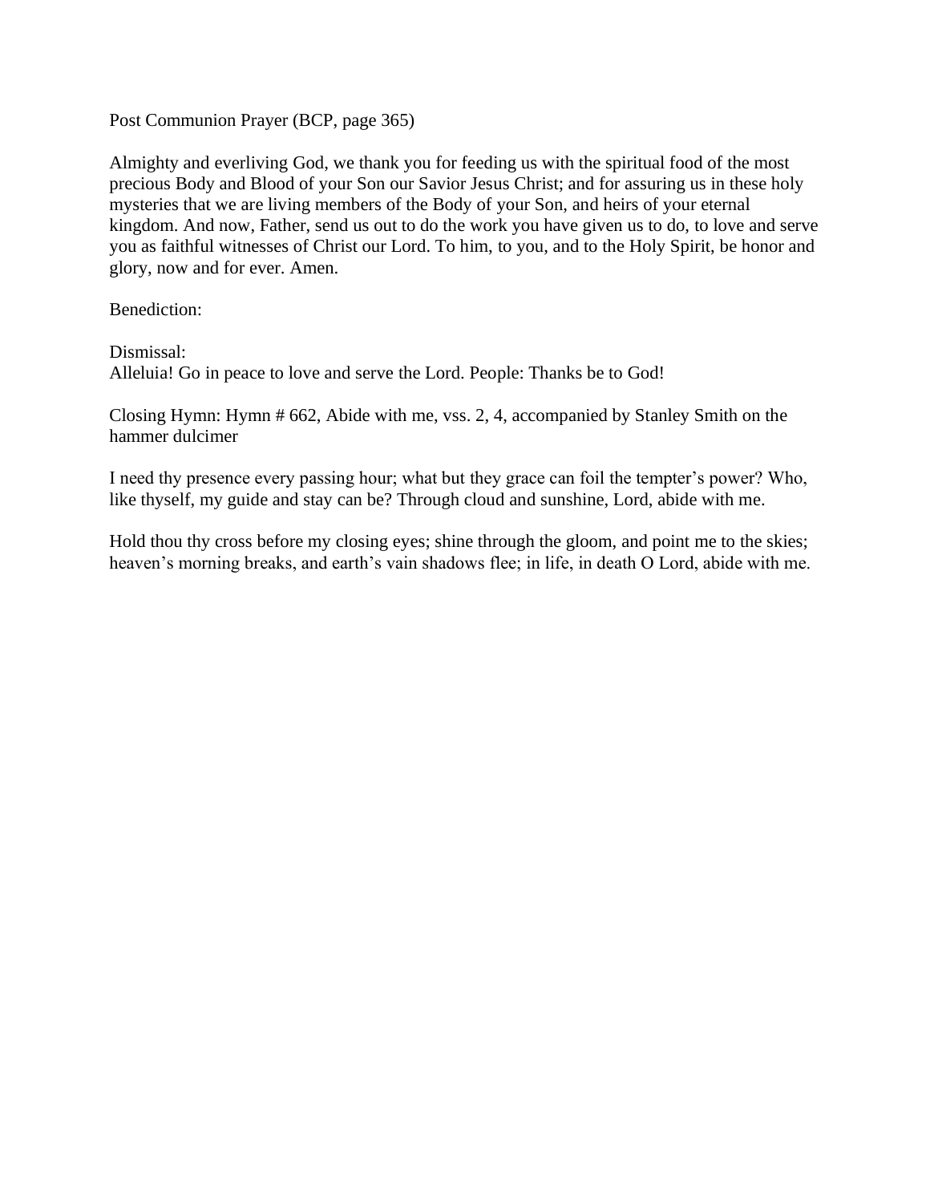Post Communion Prayer (BCP, page 365)

Almighty and everliving God, we thank you for feeding us with the spiritual food of the most precious Body and Blood of your Son our Savior Jesus Christ; and for assuring us in these holy mysteries that we are living members of the Body of your Son, and heirs of your eternal kingdom. And now, Father, send us out to do the work you have given us to do, to love and serve you as faithful witnesses of Christ our Lord. To him, to you, and to the Holy Spirit, be honor and glory, now and for ever. Amen.

Benediction:

Dismissal:
Alleluia! Go in peace to love and serve the Lord. People: Thanks be to God!

Closing Hymn: Hymn # 662, Abide with me, vss. 2, 4, accompanied by Stanley Smith on the hammer dulcimer

I need thy presence every passing hour; what but they grace can foil the tempter's power? Who, like thyself, my guide and stay can be? Through cloud and sunshine, Lord, abide with me.

Hold thou thy cross before my closing eyes; shine through the gloom, and point me to the skies; heaven's morning breaks, and earth's vain shadows flee; in life, in death O Lord, abide with me.